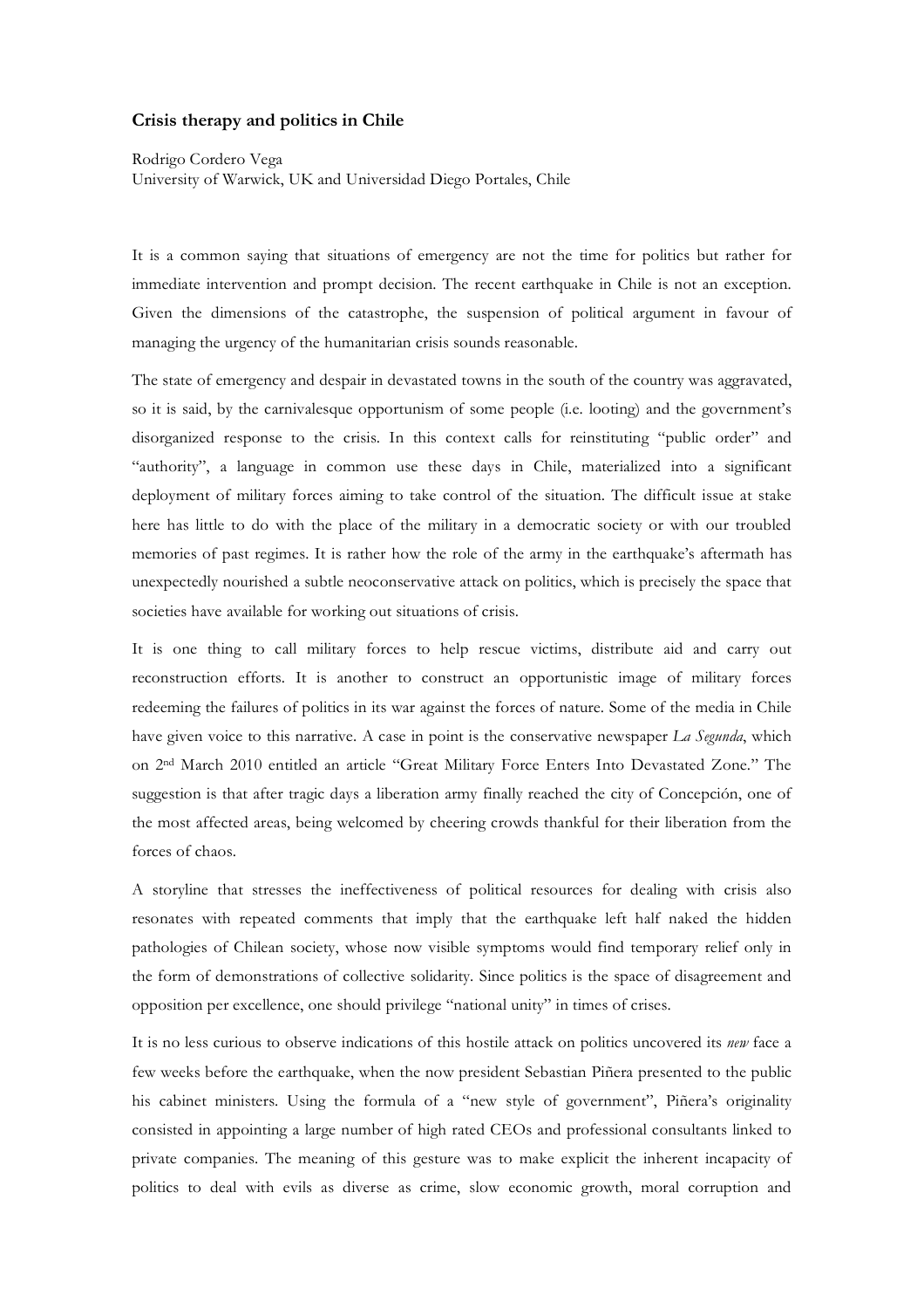# Crisis therapy and politics in Chile

Rodrigo Cordero Vega
University of Warwick, UK and Universidad Diego Portales, Chile

It is a common saying that situations of emergency are not the time for politics but rather for immediate intervention and prompt decision. The recent earthquake in Chile is not an exception. Given the dimensions of the catastrophe, the suspension of political argument in favour of managing the urgency of the humanitarian crisis sounds reasonable.

The state of emergency and despair in devastated towns in the south of the country was aggravated, so it is said, by the carnivalesque opportunism of some people (i.e. looting) and the government's disorganized response to the crisis. In this context calls for reinstituting "public order" and "authority", a language in common use these days in Chile, materialized into a significant deployment of military forces aiming to take control of the situation. The difficult issue at stake here has little to do with the place of the military in a democratic society or with our troubled memories of past regimes. It is rather how the role of the army in the earthquake's aftermath has unexpectedly nourished a subtle neoconservative attack on politics, which is precisely the space that societies have available for working out situations of crisis.

It is one thing to call military forces to help rescue victims, distribute aid and carry out reconstruction efforts. It is another to construct an opportunistic image of military forces redeeming the failures of politics in its war against the forces of nature. Some of the media in Chile have given voice to this narrative. A case in point is the conservative newspaper *La Segunda*, which on 2nd March 2010 entitled an article "Great Military Force Enters Into Devastated Zone." The suggestion is that after tragic days a liberation army finally reached the city of Concepción, one of the most affected areas, being welcomed by cheering crowds thankful for their liberation from the forces of chaos.

A storyline that stresses the ineffectiveness of political resources for dealing with crisis also resonates with repeated comments that imply that the earthquake left half naked the hidden pathologies of Chilean society, whose now visible symptoms would find temporary relief only in the form of demonstrations of collective solidarity. Since politics is the space of disagreement and opposition per excellence, one should privilege "national unity" in times of crises.

It is no less curious to observe indications of this hostile attack on politics uncovered its *new* face a few weeks before the earthquake, when the now president Sebastian Piñera presented to the public his cabinet ministers. Using the formula of a "new style of government", Piñera's originality consisted in appointing a large number of high rated CEOs and professional consultants linked to private companies. The meaning of this gesture was to make explicit the inherent incapacity of politics to deal with evils as diverse as crime, slow economic growth, moral corruption and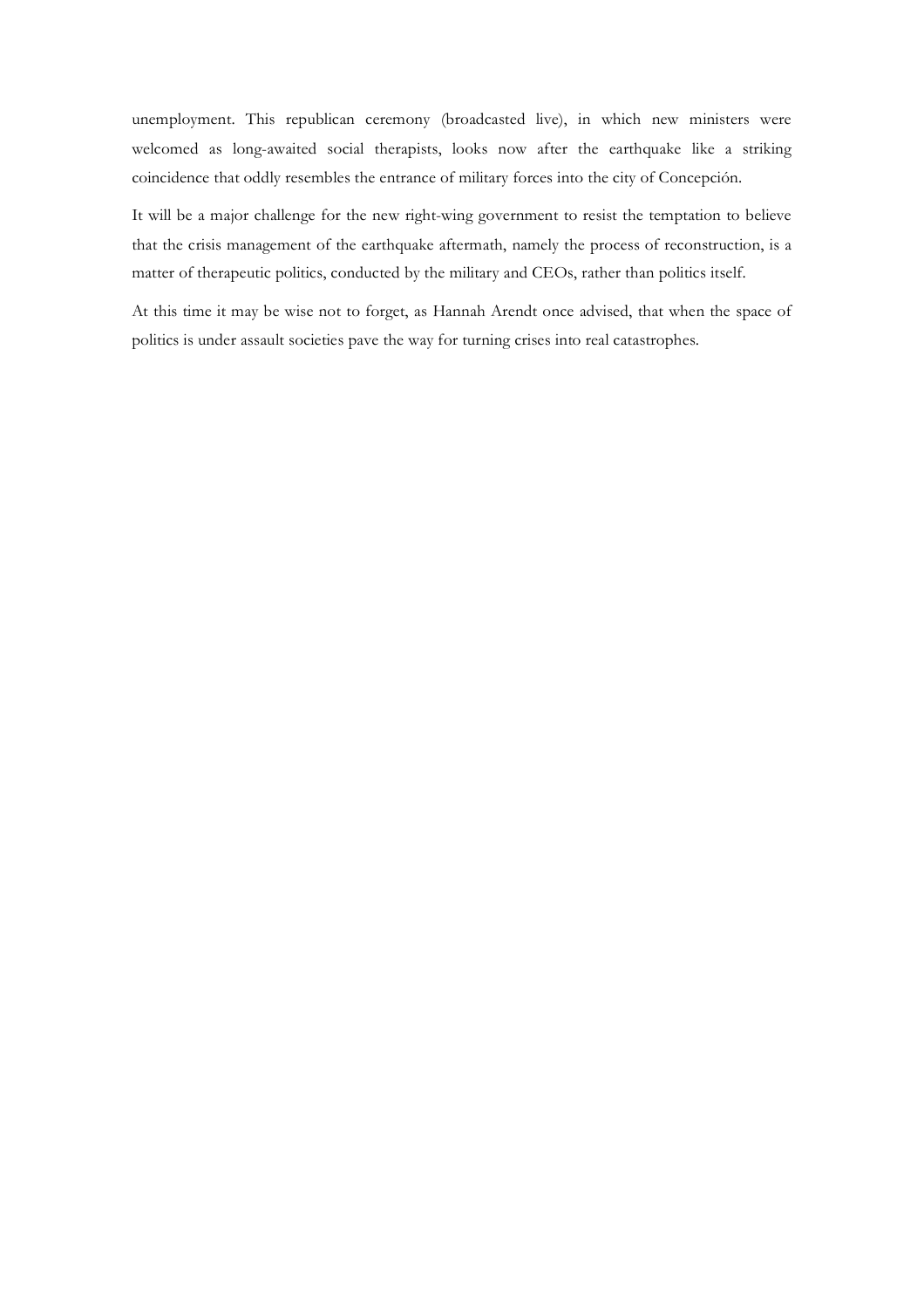unemployment. This republican ceremony (broadcasted live), in which new ministers were welcomed as long-awaited social therapists, looks now after the earthquake like a striking coincidence that oddly resembles the entrance of military forces into the city of Concepción.

It will be a major challenge for the new right-wing government to resist the temptation to believe that the crisis management of the earthquake aftermath, namely the process of reconstruction, is a matter of therapeutic politics, conducted by the military and CEOs, rather than politics itself.

At this time it may be wise not to forget, as Hannah Arendt once advised, that when the space of politics is under assault societies pave the way for turning crises into real catastrophes.